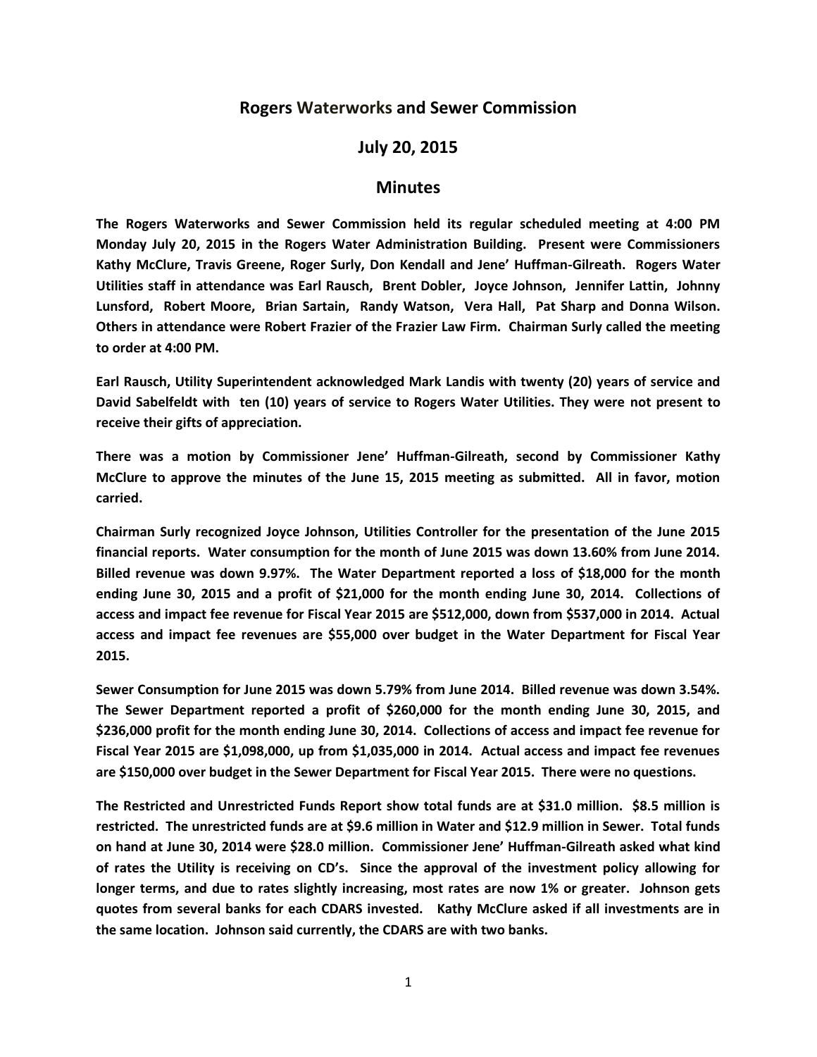# Rogers Waterworks and Sewer Commission

## July 20, 2015

## Minutes

**The Rogers Waterworks and Sewer Commission held its regular scheduled meeting at 4:00 PM Monday July 20, 2015 in the Rogers Water Administration Building. Present were Commissioners Kathy McClure, Travis Greene, Roger Surly, Don Kendall and Jene' Huffman-Gilreath. Rogers Water Utilities staff in attendance was Earl Rausch, Brent Dobler, Joyce Johnson, Jennifer Lattin, Johnny Lunsford, Robert Moore, Brian Sartain, Randy Watson, Vera Hall, Pat Sharp and Donna Wilson. Others in attendance were Robert Frazier of the Frazier Law Firm. Chairman Surly called the meeting to order at 4:00 PM.**

**Earl Rausch, Utility Superintendent acknowledged Mark Landis with twenty (20) years of service and David Sabelfeldt with ten (10) years of service to Rogers Water Utilities. They were not present to receive their gifts of appreciation.**

**There was a motion by Commissioner Jene' Huffman-Gilreath, second by Commissioner Kathy McClure to approve the minutes of the June 15, 2015 meeting as submitted. All in favor, motion carried.**

**Chairman Surly recognized Joyce Johnson, Utilities Controller for the presentation of the June 2015 financial reports. Water consumption for the month of June 2015 was down 13.60% from June 2014. Billed revenue was down 9.97%. The Water Department reported a loss of $18,000 for the month ending June 30, 2015 and a profit of $21,000 for the month ending June 30, 2014. Collections of access and impact fee revenue for Fiscal Year 2015 are $512,000, down from $537,000 in 2014. Actual access and impact fee revenues are $55,000 over budget in the Water Department for Fiscal Year 2015.**

**Sewer Consumption for June 2015 was down 5.79% from June 2014. Billed revenue was down 3.54%. The Sewer Department reported a profit of $260,000 for the month ending June 30, 2015, and $236,000 profit for the month ending June 30, 2014. Collections of access and impact fee revenue for Fiscal Year 2015 are $1,098,000, up from $1,035,000 in 2014. Actual access and impact fee revenues are $150,000 over budget in the Sewer Department for Fiscal Year 2015. There were no questions.**

**The Restricted and Unrestricted Funds Report show total funds are at $31.0 million. $8.5 million is restricted. The unrestricted funds are at $9.6 million in Water and $12.9 million in Sewer. Total funds on hand at June 30, 2014 were $28.0 million. Commissioner Jene' Huffman-Gilreath asked what kind of rates the Utility is receiving on CD's. Since the approval of the investment policy allowing for longer terms, and due to rates slightly increasing, most rates are now 1% or greater. Johnson gets quotes from several banks for each CDARS invested. Kathy McClure asked if all investments are in the same location. Johnson said currently, the CDARS are with two banks.**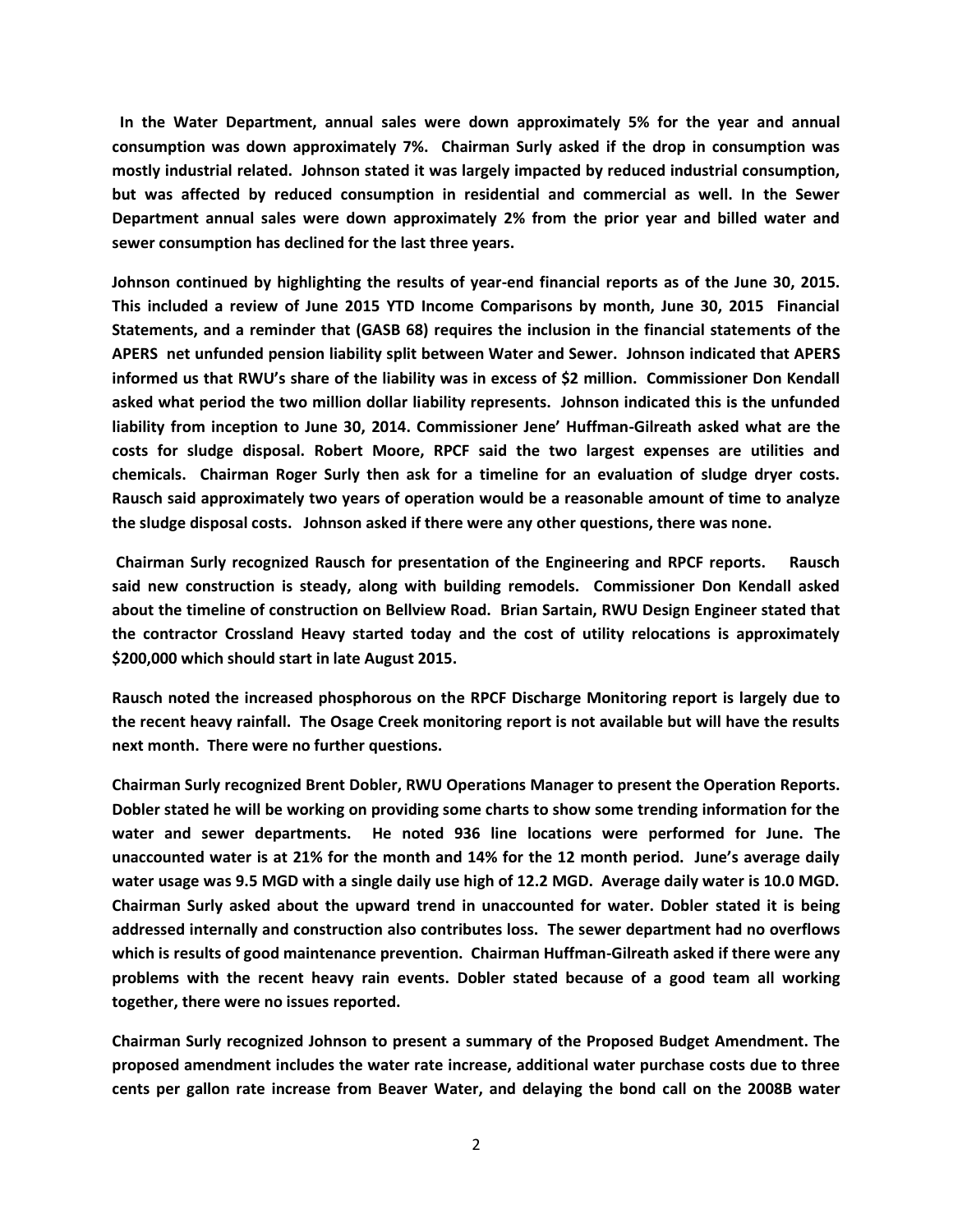**In the Water Department, annual sales were down approximately 5% for the year and annual consumption was down approximately 7%. Chairman Surly asked if the drop in consumption was mostly industrial related. Johnson stated it was largely impacted by reduced industrial consumption, but was affected by reduced consumption in residential and commercial as well. In the Sewer Department annual sales were down approximately 2% from the prior year and billed water and sewer consumption has declined for the last three years.**

**Johnson continued by highlighting the results of year-end financial reports as of the June 30, 2015. This included a review of June 2015 YTD Income Comparisons by month, June 30, 2015 Financial Statements, and a reminder that (GASB 68) requires the inclusion in the financial statements of the APERS net unfunded pension liability split between Water and Sewer. Johnson indicated that APERS informed us that RWU's share of the liability was in excess of $2 million. Commissioner Don Kendall asked what period the two million dollar liability represents. Johnson indicated this is the unfunded liability from inception to June 30, 2014. Commissioner Jene' Huffman-Gilreath asked what are the costs for sludge disposal. Robert Moore, RPCF said the two largest expenses are utilities and chemicals. Chairman Roger Surly then ask for a timeline for an evaluation of sludge dryer costs. Rausch said approximately two years of operation would be a reasonable amount of time to analyze the sludge disposal costs. Johnson asked if there were any other questions, there was none.**

**Chairman Surly recognized Rausch for presentation of the Engineering and RPCF reports. Rausch said new construction is steady, along with building remodels. Commissioner Don Kendall asked about the timeline of construction on Bellview Road. Brian Sartain, RWU Design Engineer stated that the contractor Crossland Heavy started today and the cost of utility relocations is approximately $200,000 which should start in late August 2015.**

**Rausch noted the increased phosphorous on the RPCF Discharge Monitoring report is largely due to the recent heavy rainfall. The Osage Creek monitoring report is not available but will have the results next month. There were no further questions.**

**Chairman Surly recognized Brent Dobler, RWU Operations Manager to present the Operation Reports. Dobler stated he will be working on providing some charts to show some trending information for the water and sewer departments. He noted 936 line locations were performed for June. The unaccounted water is at 21% for the month and 14% for the 12 month period. June's average daily water usage was 9.5 MGD with a single daily use high of 12.2 MGD. Average daily water is 10.0 MGD. Chairman Surly asked about the upward trend in unaccounted for water. Dobler stated it is being addressed internally and construction also contributes loss. The sewer department had no overflows which is results of good maintenance prevention. Chairman Huffman-Gilreath asked if there were any problems with the recent heavy rain events. Dobler stated because of a good team all working together, there were no issues reported.**

**Chairman Surly recognized Johnson to present a summary of the Proposed Budget Amendment. The proposed amendment includes the water rate increase, additional water purchase costs due to three cents per gallon rate increase from Beaver Water, and delaying the bond call on the 2008B water**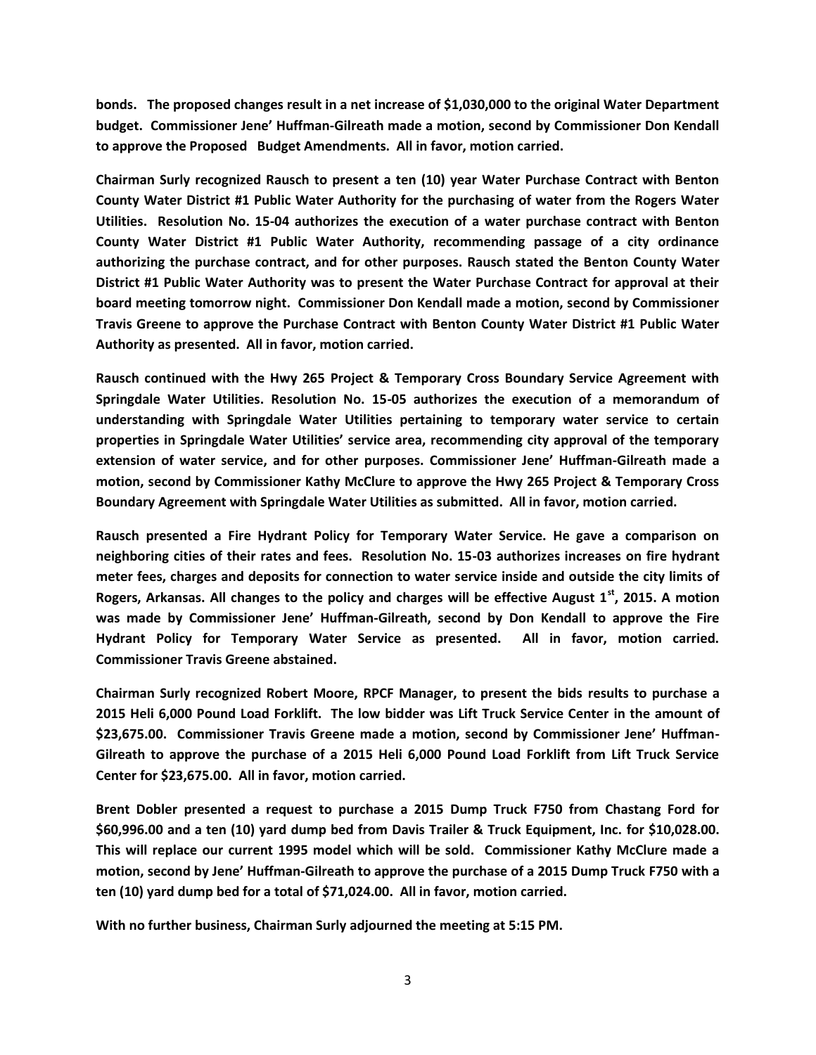**bonds. The proposed changes result in a net increase of $1,030,000 to the original Water Department budget. Commissioner Jene' Huffman-Gilreath made a motion, second by Commissioner Don Kendall to approve the Proposed Budget Amendments. All in favor, motion carried.**

**Chairman Surly recognized Rausch to present a ten (10) year Water Purchase Contract with Benton County Water District #1 Public Water Authority for the purchasing of water from the Rogers Water Utilities. Resolution No. 15-04 authorizes the execution of a water purchase contract with Benton County Water District #1 Public Water Authority, recommending passage of a city ordinance authorizing the purchase contract, and for other purposes. Rausch stated the Benton County Water District #1 Public Water Authority was to present the Water Purchase Contract for approval at their board meeting tomorrow night. Commissioner Don Kendall made a motion, second by Commissioner Travis Greene to approve the Purchase Contract with Benton County Water District #1 Public Water Authority as presented. All in favor, motion carried.**

**Rausch continued with the Hwy 265 Project & Temporary Cross Boundary Service Agreement with Springdale Water Utilities. Resolution No. 15-05 authorizes the execution of a memorandum of understanding with Springdale Water Utilities pertaining to temporary water service to certain properties in Springdale Water Utilities' service area, recommending city approval of the temporary extension of water service, and for other purposes. Commissioner Jene' Huffman-Gilreath made a motion, second by Commissioner Kathy McClure to approve the Hwy 265 Project & Temporary Cross Boundary Agreement with Springdale Water Utilities as submitted. All in favor, motion carried.**

**Rausch presented a Fire Hydrant Policy for Temporary Water Service. He gave a comparison on neighboring cities of their rates and fees. Resolution No. 15-03 authorizes increases on fire hydrant meter fees, charges and deposits for connection to water service inside and outside the city limits of Rogers, Arkansas. All changes to the policy and charges will be effective August 1st, 2015. A motion was made by Commissioner Jene' Huffman-Gilreath, second by Don Kendall to approve the Fire Hydrant Policy for Temporary Water Service as presented. All in favor, motion carried. Commissioner Travis Greene abstained.**

**Chairman Surly recognized Robert Moore, RPCF Manager, to present the bids results to purchase a 2015 Heli 6,000 Pound Load Forklift. The low bidder was Lift Truck Service Center in the amount of $23,675.00. Commissioner Travis Greene made a motion, second by Commissioner Jene' Huffman-Gilreath to approve the purchase of a 2015 Heli 6,000 Pound Load Forklift from Lift Truck Service Center for $23,675.00. All in favor, motion carried.**

**Brent Dobler presented a request to purchase a 2015 Dump Truck F750 from Chastang Ford for $60,996.00 and a ten (10) yard dump bed from Davis Trailer & Truck Equipment, Inc. for $10,028.00. This will replace our current 1995 model which will be sold. Commissioner Kathy McClure made a motion, second by Jene' Huffman-Gilreath to approve the purchase of a 2015 Dump Truck F750 with a ten (10) yard dump bed for a total of $71,024.00. All in favor, motion carried.**

**With no further business, Chairman Surly adjourned the meeting at 5:15 PM.**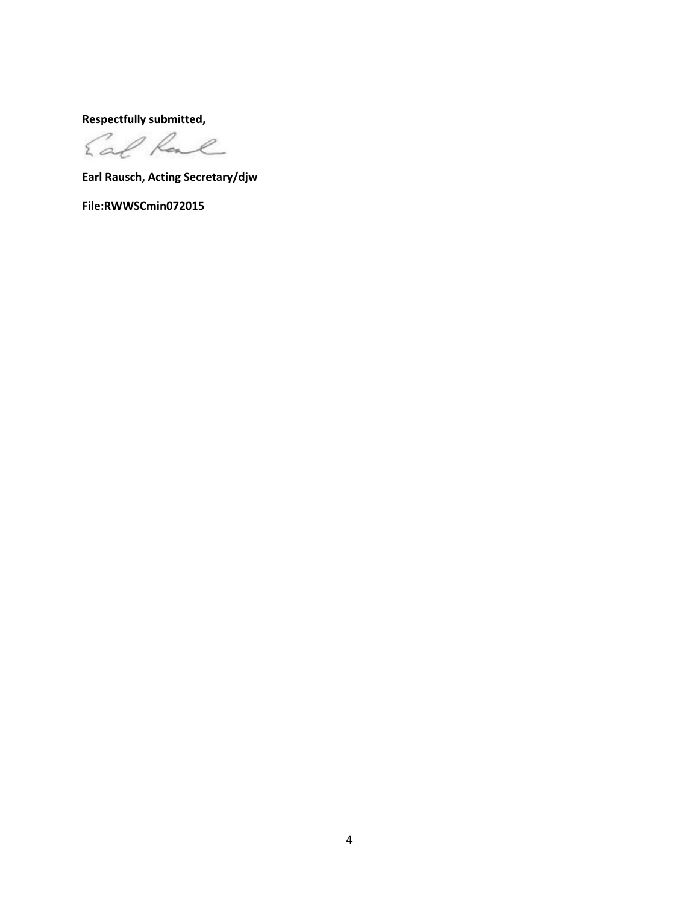**Respectfully submitted,**

**Earl Rausch, Acting Secretary/djw**

**File:RWWSCmin072015**